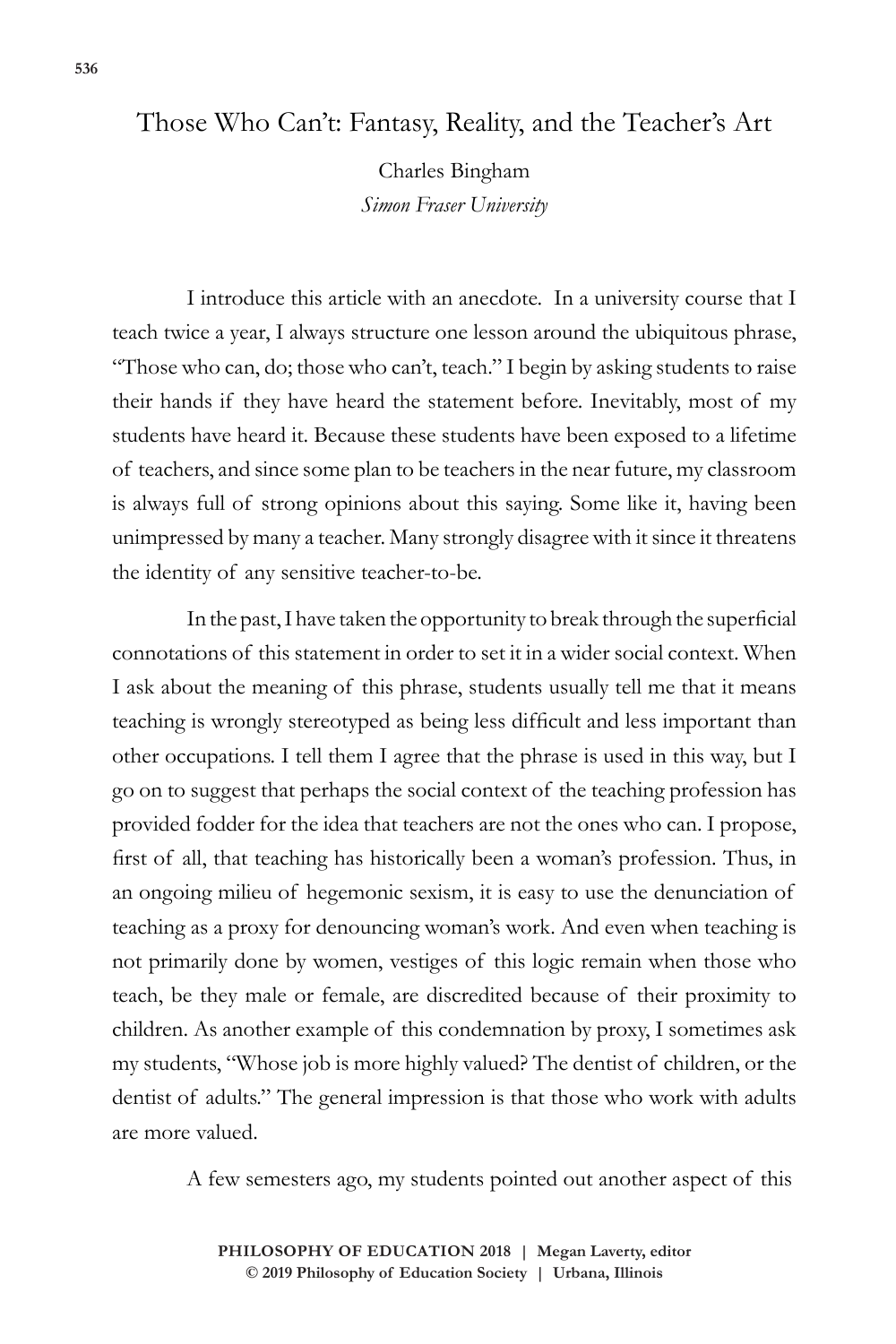# Those Who Can't: Fantasy, Reality, and the Teacher's Art

Charles Bingham
*Simon Fraser University*

I introduce this article with an anecdote. In a university course that I teach twice a year, I always structure one lesson around the ubiquitous phrase, "Those who can, do; those who can't, teach." I begin by asking students to raise their hands if they have heard the statement before. Inevitably, most of my students have heard it. Because these students have been exposed to a lifetime of teachers, and since some plan to be teachers in the near future, my classroom is always full of strong opinions about this saying. Some like it, having been unimpressed by many a teacher. Many strongly disagree with it since it threatens the identity of any sensitive teacher-to-be.

In the past, I have taken the opportunity to break through the superficial connotations of this statement in order to set it in a wider social context. When I ask about the meaning of this phrase, students usually tell me that it means teaching is wrongly stereotyped as being less difficult and less important than other occupations. I tell them I agree that the phrase is used in this way, but I go on to suggest that perhaps the social context of the teaching profession has provided fodder for the idea that teachers are not the ones who can. I propose, first of all, that teaching has historically been a woman's profession. Thus, in an ongoing milieu of hegemonic sexism, it is easy to use the denunciation of teaching as a proxy for denouncing woman's work. And even when teaching is not primarily done by women, vestiges of this logic remain when those who teach, be they male or female, are discredited because of their proximity to children. As another example of this condemnation by proxy, I sometimes ask my students, "Whose job is more highly valued? The dentist of children, or the dentist of adults." The general impression is that those who work with adults are more valued.

A few semesters ago, my students pointed out another aspect of this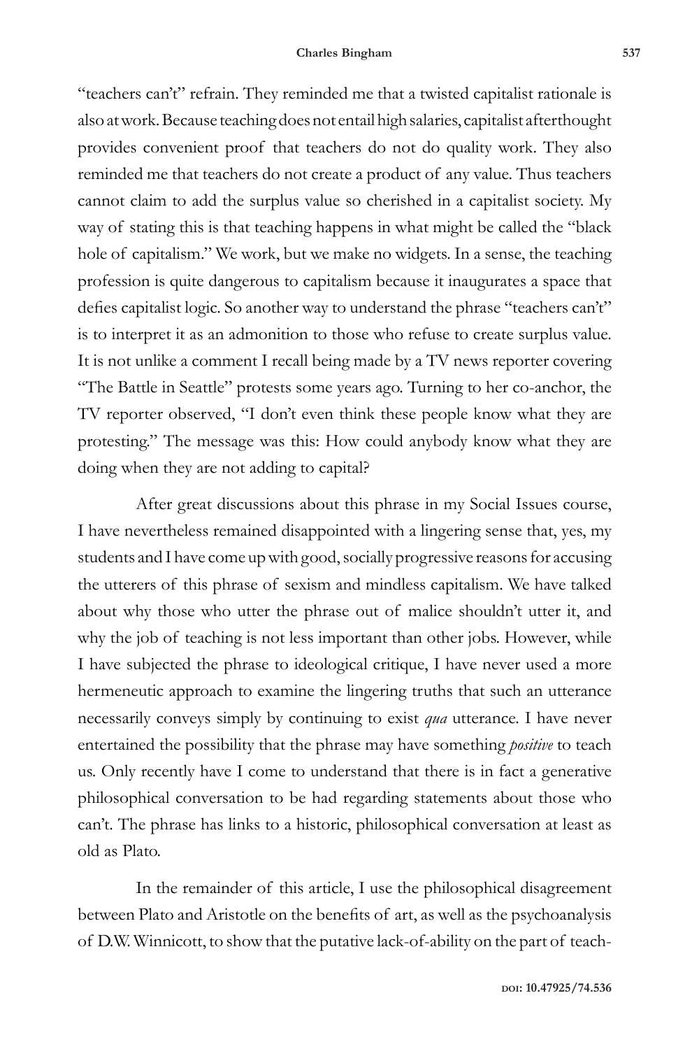"teachers can't" refrain. They reminded me that a twisted capitalist rationale is also at work. Because teaching does not entail high salaries, capitalist afterthought provides convenient proof that teachers do not do quality work. They also reminded me that teachers do not create a product of any value. Thus teachers cannot claim to add the surplus value so cherished in a capitalist society. My way of stating this is that teaching happens in what might be called the "black hole of capitalism." We work, but we make no widgets. In a sense, the teaching profession is quite dangerous to capitalism because it inaugurates a space that defies capitalist logic. So another way to understand the phrase "teachers can't" is to interpret it as an admonition to those who refuse to create surplus value. It is not unlike a comment I recall being made by a TV news reporter covering "The Battle in Seattle" protests some years ago. Turning to her co-anchor, the TV reporter observed, "I don't even think these people know what they are protesting." The message was this: How could anybody know what they are doing when they are not adding to capital?

After great discussions about this phrase in my Social Issues course, I have nevertheless remained disappointed with a lingering sense that, yes, my students and I have come up with good, socially progressive reasons for accusing the utterers of this phrase of sexism and mindless capitalism. We have talked about why those who utter the phrase out of malice shouldn't utter it, and why the job of teaching is not less important than other jobs. However, while I have subjected the phrase to ideological critique, I have never used a more hermeneutic approach to examine the lingering truths that such an utterance necessarily conveys simply by continuing to exist *qua* utterance. I have never entertained the possibility that the phrase may have something *positive* to teach us. Only recently have I come to understand that there is in fact a generative philosophical conversation to be had regarding statements about those who can't. The phrase has links to a historic, philosophical conversation at least as old as Plato.

In the remainder of this article, I use the philosophical disagreement between Plato and Aristotle on the benefits of art, as well as the psychoanalysis of D.W. Winnicott, to show that the putative lack-of-ability on the part of teach-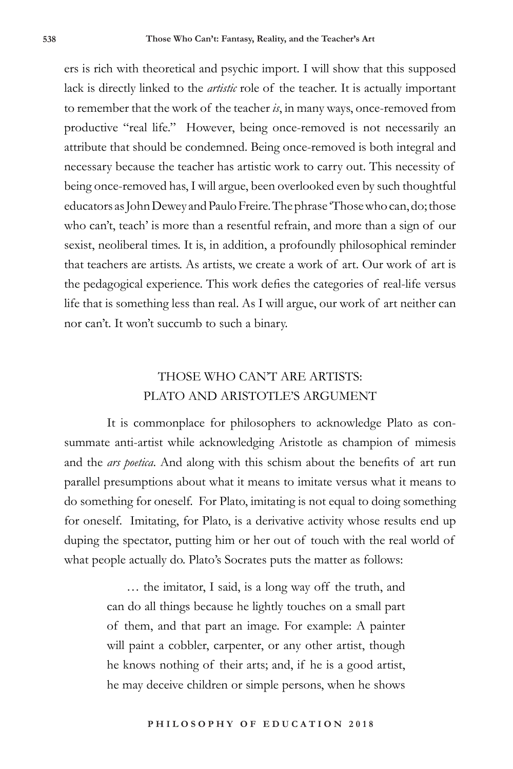ers is rich with theoretical and psychic import. I will show that this supposed lack is directly linked to the *artistic* role of the teacher. It is actually important to remember that the work of the teacher *is*, in many ways, once-removed from productive "real life." However, being once-removed is not necessarily an attribute that should be condemned. Being once-removed is both integral and necessary because the teacher has artistic work to carry out. This necessity of being once-removed has, I will argue, been overlooked even by such thoughtful educators as John Dewey and Paulo Freire. The phrase 'Those who can, do; those who can't, teach' is more than a resentful refrain, and more than a sign of our sexist, neoliberal times. It is, in addition, a profoundly philosophical reminder that teachers are artists. As artists, we create a work of art. Our work of art is the pedagogical experience. This work defies the categories of real-life versus life that is something less than real. As I will argue, our work of art neither can nor can't. It won't succumb to such a binary.

## THOSE WHO CAN'T ARE ARTISTS: PLATO AND ARISTOTLE'S ARGUMENT

It is commonplace for philosophers to acknowledge Plato as consummate anti-artist while acknowledging Aristotle as champion of mimesis and the *ars poetica*. And along with this schism about the benefits of art run parallel presumptions about what it means to imitate versus what it means to do something for oneself. For Plato, imitating is not equal to doing something for oneself. Imitating, for Plato, is a derivative activity whose results end up duping the spectator, putting him or her out of touch with the real world of what people actually do. Plato's Socrates puts the matter as follows:

> … the imitator, I said, is a long way off the truth, and can do all things because he lightly touches on a small part of them, and that part an image. For example: A painter will paint a cobbler, carpenter, or any other artist, though he knows nothing of their arts; and, if he is a good artist, he may deceive children or simple persons, when he shows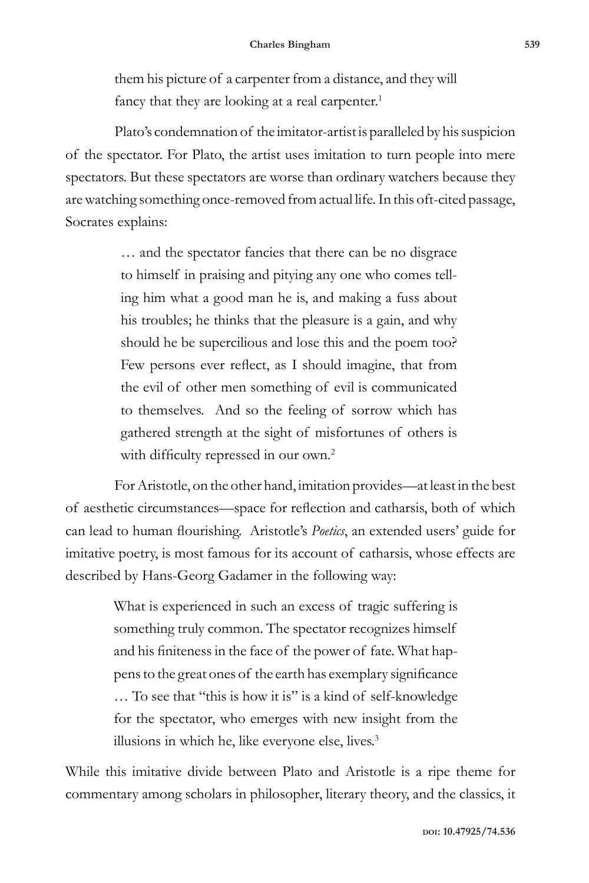them his picture of a carpenter from a distance, and they will fancy that they are looking at a real carpenter.[1]

Plato's condemnation of the imitator-artist is paralleled by his suspicion of the spectator. For Plato, the artist uses imitation to turn people into mere spectators. But these spectators are worse than ordinary watchers because they are watching something once-removed from actual life. In this oft-cited passage, Socrates explains:

> … and the spectator fancies that there can be no disgrace to himself in praising and pitying any one who comes telling him what a good man he is, and making a fuss about his troubles; he thinks that the pleasure is a gain, and why should he be supercilious and lose this and the poem too? Few persons ever reflect, as I should imagine, that from the evil of other men something of evil is communicated to themselves. And so the feeling of sorrow which has gathered strength at the sight of misfortunes of others is with difficulty repressed in our own.[2]

For Aristotle, on the other hand, imitation provides—at least in the best of aesthetic circumstances—space for reflection and catharsis, both of which can lead to human flourishing. Aristotle's *Poetics*, an extended users' guide for imitative poetry, is most famous for its account of catharsis, whose effects are described by Hans-Georg Gadamer in the following way:

> What is experienced in such an excess of tragic suffering is something truly common. The spectator recognizes himself and his finiteness in the face of the power of fate. What happens to the great ones of the earth has exemplary significance … To see that "this is how it is" is a kind of self-knowledge for the spectator, who emerges with new insight from the illusions in which he, like everyone else, lives.[3]

While this imitative divide between Plato and Aristotle is a ripe theme for commentary among scholars in philosopher, literary theory, and the classics, it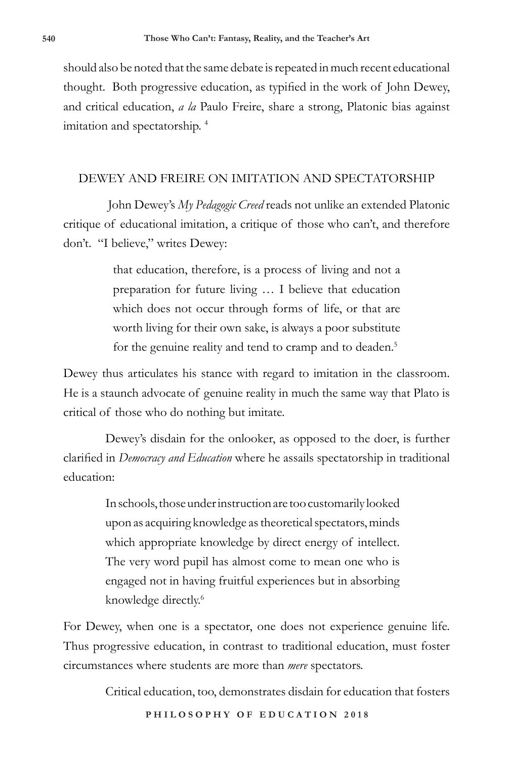should also be noted that the same debate is repeated in much recent educational thought. Both progressive education, as typified in the work of John Dewey, and critical education, *a la* Paulo Freire, share a strong, Platonic bias against imitation and spectatorship. [4]

## DEWEY AND FREIRE ON IMITATION AND SPECTATORSHIP

John Dewey's *My Pedagogic Creed* reads not unlike an extended Platonic critique of educational imitation, a critique of those who can't, and therefore don't. "I believe," writes Dewey:

> that education, therefore, is a process of living and not a preparation for future living … I believe that education which does not occur through forms of life, or that are worth living for their own sake, is always a poor substitute for the genuine reality and tend to cramp and to deaden.[5]

Dewey thus articulates his stance with regard to imitation in the classroom. He is a staunch advocate of genuine reality in much the same way that Plato is critical of those who do nothing but imitate.

Dewey's disdain for the onlooker, as opposed to the doer, is further clarified in *Democracy and Education* where he assails spectatorship in traditional education:

> In schools, those under instruction are too customarily looked upon as acquiring knowledge as theoretical spectators, minds which appropriate knowledge by direct energy of intellect. The very word pupil has almost come to mean one who is engaged not in having fruitful experiences but in absorbing knowledge directly.[6]

For Dewey, when one is a spectator, one does not experience genuine life. Thus progressive education, in contrast to traditional education, must foster circumstances where students are more than *mere* spectators.

Critical education, too, demonstrates disdain for education that fosters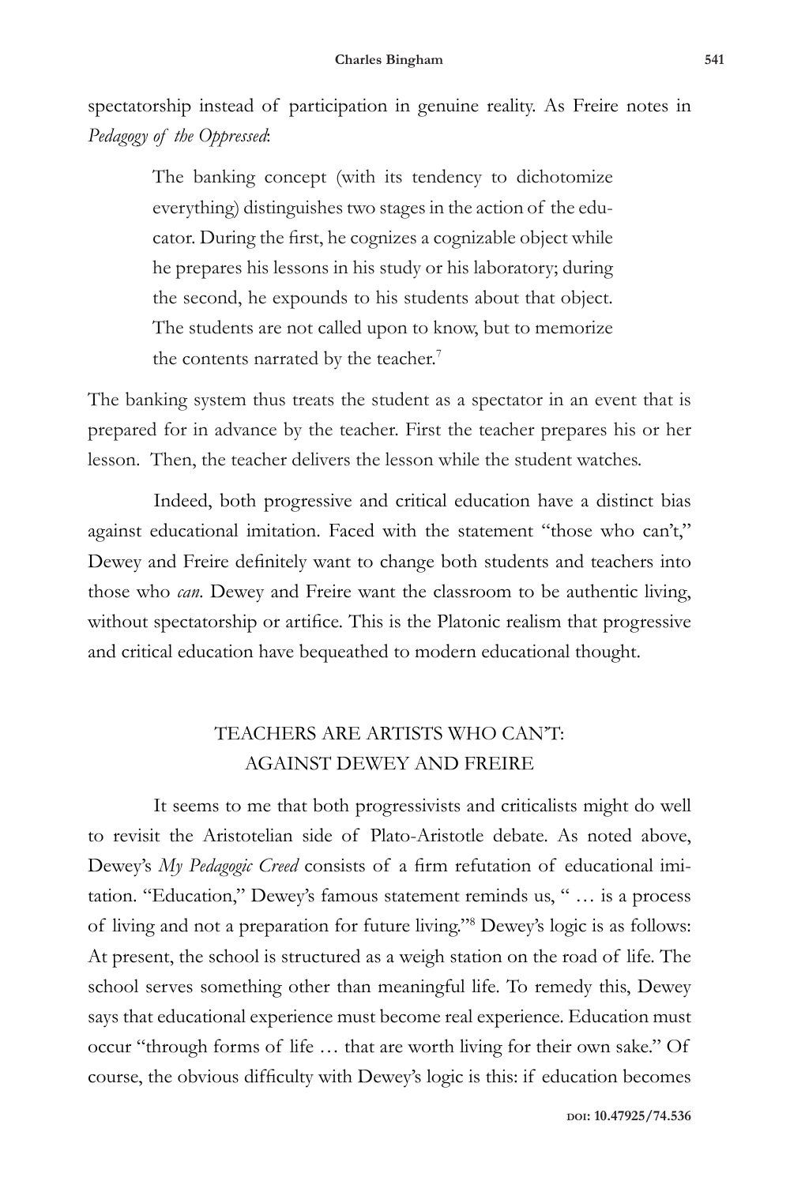spectatorship instead of participation in genuine reality. As Freire notes in *Pedagogy of the Oppressed*:

> The banking concept (with its tendency to dichotomize everything) distinguishes two stages in the action of the educator. During the first, he cognizes a cognizable object while he prepares his lessons in his study or his laboratory; during the second, he expounds to his students about that object. The students are not called upon to know, but to memorize the contents narrated by the teacher.[7]

The banking system thus treats the student as a spectator in an event that is prepared for in advance by the teacher. First the teacher prepares his or her lesson. Then, the teacher delivers the lesson while the student watches.

Indeed, both progressive and critical education have a distinct bias against educational imitation. Faced with the statement "those who can't," Dewey and Freire definitely want to change both students and teachers into those who *can*. Dewey and Freire want the classroom to be authentic living, without spectatorship or artifice. This is the Platonic realism that progressive and critical education have bequeathed to modern educational thought.

## TEACHERS ARE ARTISTS WHO CAN'T: AGAINST DEWEY AND FREIRE

It seems to me that both progressivists and criticalists might do well to revisit the Aristotelian side of Plato-Aristotle debate. As noted above, Dewey's *My Pedagogic Creed* consists of a firm refutation of educational imitation. "Education," Dewey's famous statement reminds us, " … is a process of living and not a preparation for future living."[8] Dewey's logic is as follows: At present, the school is structured as a weigh station on the road of life. The school serves something other than meaningful life. To remedy this, Dewey says that educational experience must become real experience. Education must occur "through forms of life … that are worth living for their own sake." Of course, the obvious difficulty with Dewey's logic is this: if education becomes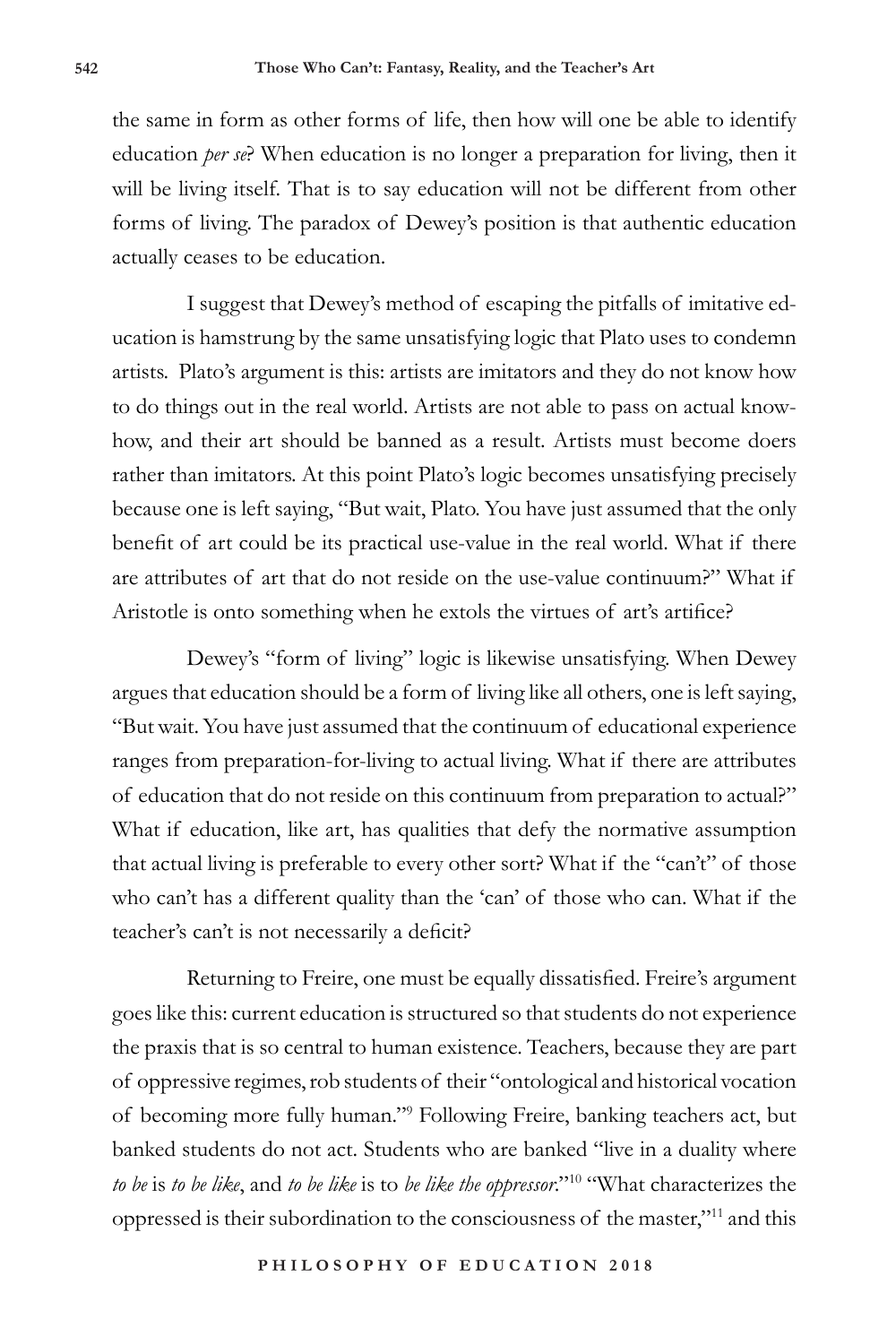the same in form as other forms of life, then how will one be able to identify education *per se*? When education is no longer a preparation for living, then it will be living itself. That is to say education will not be different from other forms of living. The paradox of Dewey's position is that authentic education actually ceases to be education.

I suggest that Dewey's method of escaping the pitfalls of imitative education is hamstrung by the same unsatisfying logic that Plato uses to condemn artists. Plato's argument is this: artists are imitators and they do not know how to do things out in the real world. Artists are not able to pass on actual know-how, and their art should be banned as a result. Artists must become doers rather than imitators. At this point Plato's logic becomes unsatisfying precisely because one is left saying, "But wait, Plato. You have just assumed that the only benefit of art could be its practical use-value in the real world. What if there are attributes of art that do not reside on the use-value continuum?" What if Aristotle is onto something when he extols the virtues of art's artifice?

Dewey's "form of living" logic is likewise unsatisfying. When Dewey argues that education should be a form of living like all others, one is left saying, "But wait. You have just assumed that the continuum of educational experience ranges from preparation-for-living to actual living. What if there are attributes of education that do not reside on this continuum from preparation to actual?" What if education, like art, has qualities that defy the normative assumption that actual living is preferable to every other sort? What if the "can't" of those who can't has a different quality than the 'can' of those who can. What if the teacher's can't is not necessarily a deficit?

Returning to Freire, one must be equally dissatisfied. Freire's argument goes like this: current education is structured so that students do not experience the praxis that is so central to human existence. Teachers, because they are part of oppressive regimes, rob students of their "ontological and historical vocation of becoming more fully human."[9] Following Freire, banking teachers act, but banked students do not act. Students who are banked "live in a duality where *to be* is *to be like*, and *to be like* is to *be like the oppressor*."[10] "What characterizes the oppressed is their subordination to the consciousness of the master,"[11] and this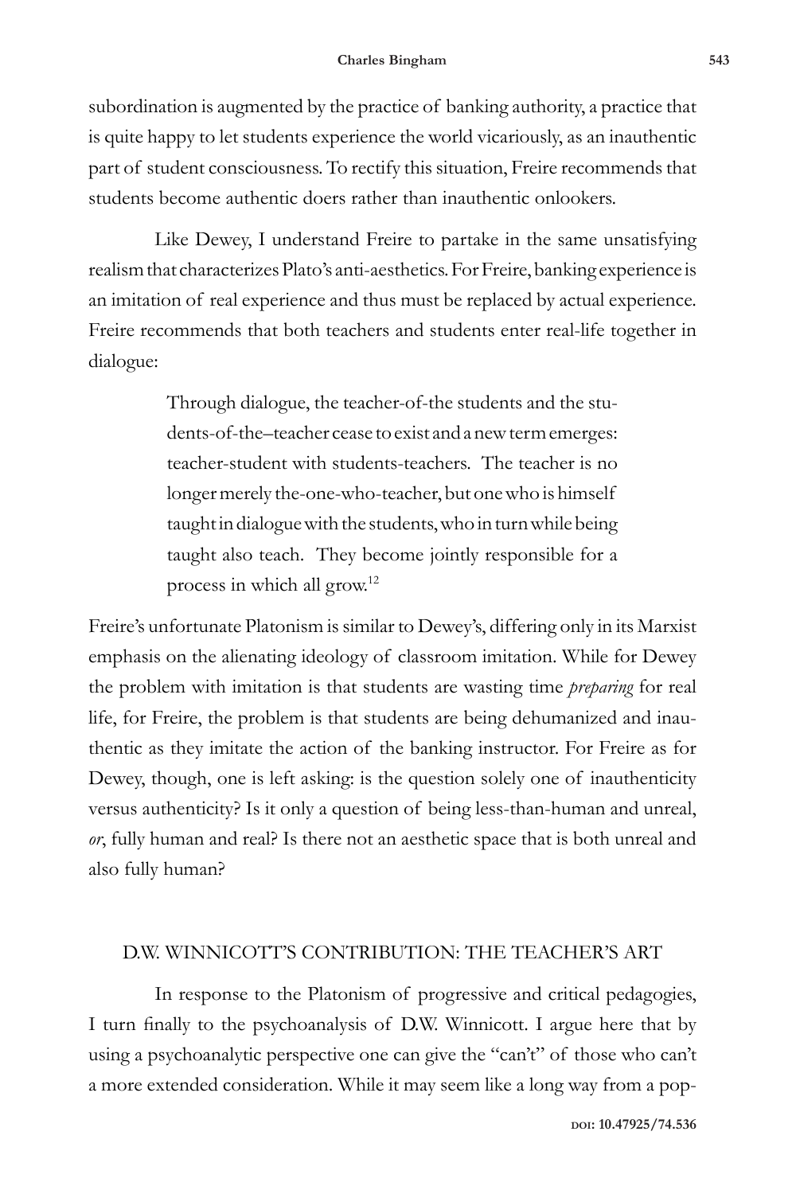subordination is augmented by the practice of banking authority, a practice that is quite happy to let students experience the world vicariously, as an inauthentic part of student consciousness. To rectify this situation, Freire recommends that students become authentic doers rather than inauthentic onlookers.

Like Dewey, I understand Freire to partake in the same unsatisfying realism that characterizes Plato's anti-aesthetics. For Freire, banking experience is an imitation of real experience and thus must be replaced by actual experience. Freire recommends that both teachers and students enter real-life together in dialogue:

> Through dialogue, the teacher-of-the students and the students-of-the–teacher cease to exist and a new term emerges: teacher-student with students-teachers. The teacher is no longer merely the-one-who-teacher, but one who is himself taught in dialogue with the students, who in turn while being taught also teach. They become jointly responsible for a process in which all grow.[12]

Freire's unfortunate Platonism is similar to Dewey's, differing only in its Marxist emphasis on the alienating ideology of classroom imitation. While for Dewey the problem with imitation is that students are wasting time *preparing* for real life, for Freire, the problem is that students are being dehumanized and inauthentic as they imitate the action of the banking instructor. For Freire as for Dewey, though, one is left asking: is the question solely one of inauthenticity versus authenticity? Is it only a question of being less-than-human and unreal, *or*, fully human and real? Is there not an aesthetic space that is both unreal and also fully human?

## D.W. WINNICOTT'S CONTRIBUTION: THE TEACHER'S ART

In response to the Platonism of progressive and critical pedagogies, I turn finally to the psychoanalysis of D.W. Winnicott. I argue here that by using a psychoanalytic perspective one can give the "can't" of those who can't a more extended consideration. While it may seem like a long way from a pop-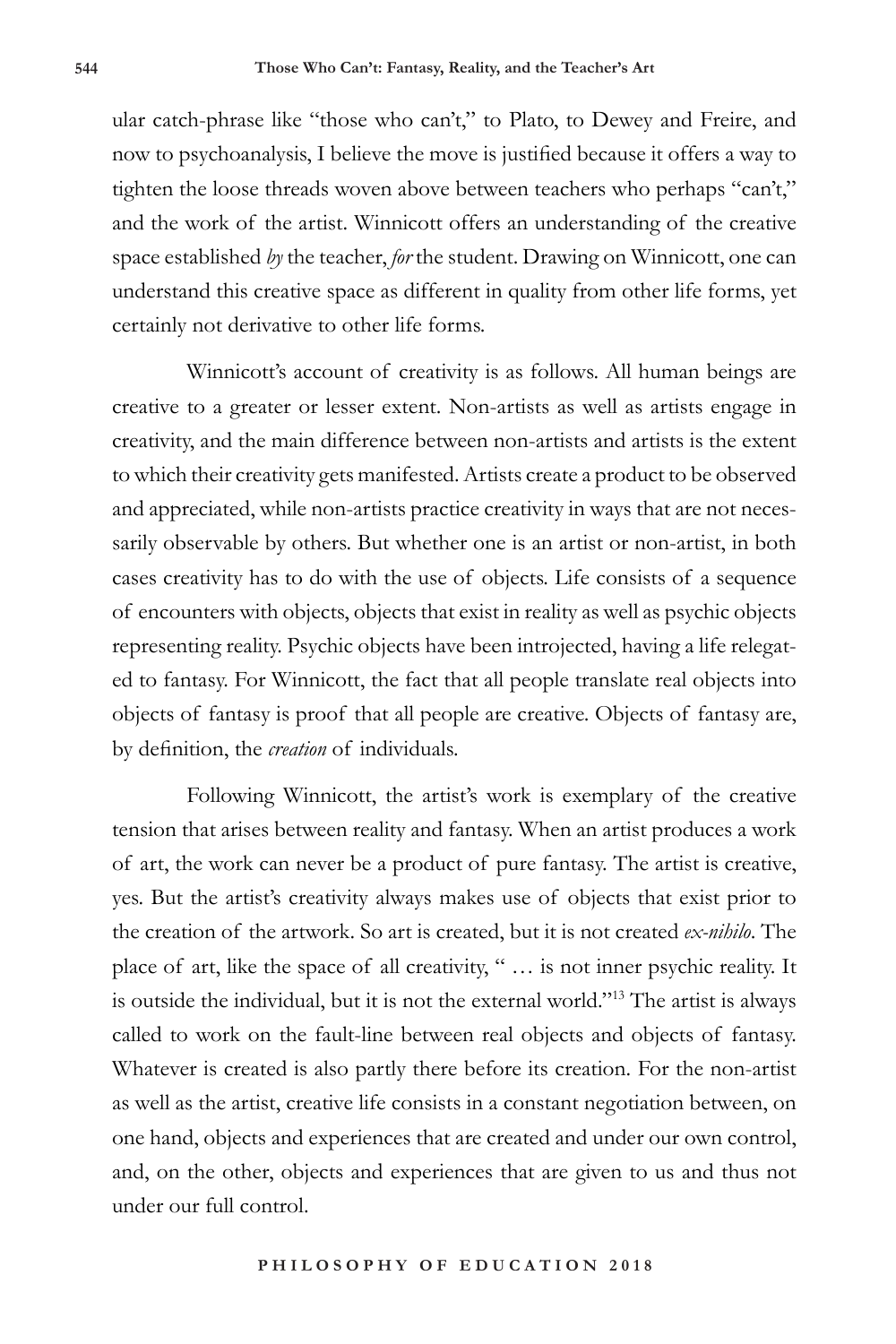ular catch-phrase like "those who can't," to Plato, to Dewey and Freire, and now to psychoanalysis, I believe the move is justified because it offers a way to tighten the loose threads woven above between teachers who perhaps "can't," and the work of the artist. Winnicott offers an understanding of the creative space established *by* the teacher, *for* the student. Drawing on Winnicott, one can understand this creative space as different in quality from other life forms, yet certainly not derivative to other life forms.

Winnicott's account of creativity is as follows. All human beings are creative to a greater or lesser extent. Non-artists as well as artists engage in creativity, and the main difference between non-artists and artists is the extent to which their creativity gets manifested. Artists create a product to be observed and appreciated, while non-artists practice creativity in ways that are not necessarily observable by others. But whether one is an artist or non-artist, in both cases creativity has to do with the use of objects. Life consists of a sequence of encounters with objects, objects that exist in reality as well as psychic objects representing reality. Psychic objects have been introjected, having a life relegated to fantasy. For Winnicott, the fact that all people translate real objects into objects of fantasy is proof that all people are creative. Objects of fantasy are, by definition, the *creation* of individuals.

Following Winnicott, the artist's work is exemplary of the creative tension that arises between reality and fantasy. When an artist produces a work of art, the work can never be a product of pure fantasy. The artist is creative, yes. But the artist's creativity always makes use of objects that exist prior to the creation of the artwork. So art is created, but it is not created *ex-nihilo*. The place of art, like the space of all creativity, " … is not inner psychic reality. It is outside the individual, but it is not the external world."[13] The artist is always called to work on the fault-line between real objects and objects of fantasy. Whatever is created is also partly there before its creation. For the non-artist as well as the artist, creative life consists in a constant negotiation between, on one hand, objects and experiences that are created and under our own control, and, on the other, objects and experiences that are given to us and thus not under our full control.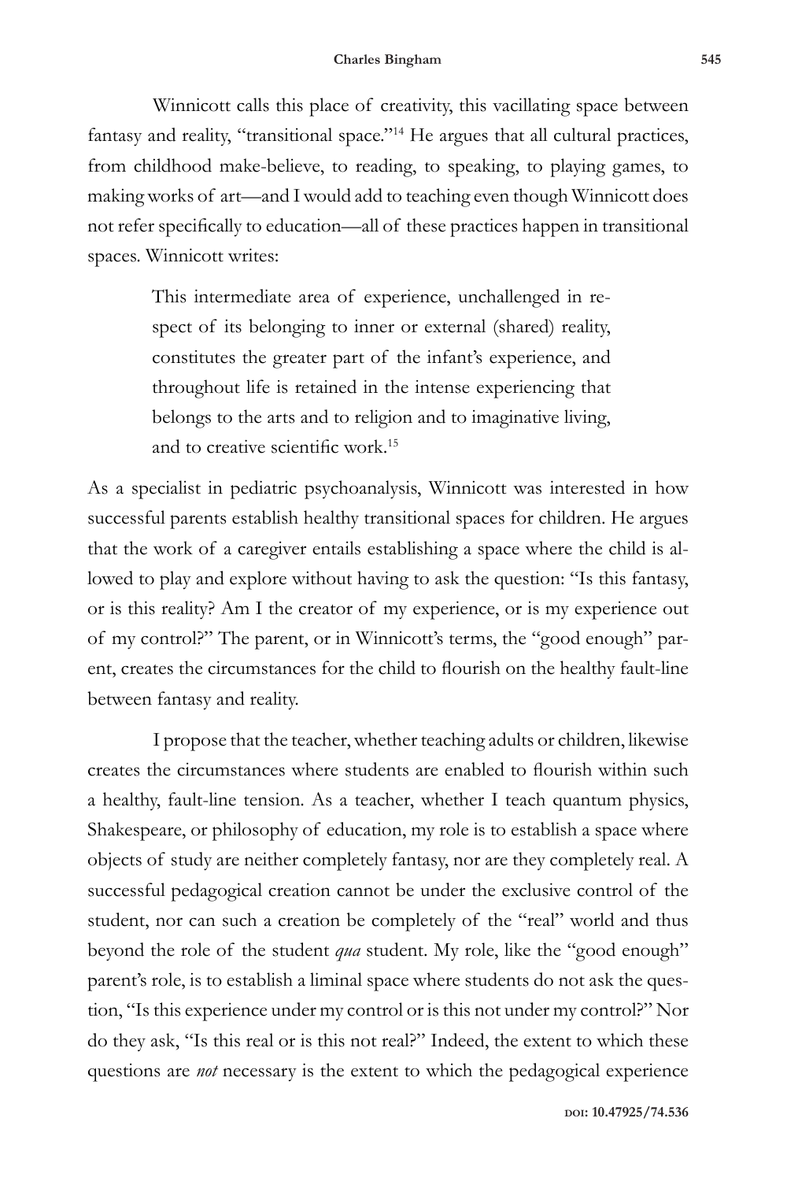Winnicott calls this place of creativity, this vacillating space between fantasy and reality, "transitional space."[14] He argues that all cultural practices, from childhood make-believe, to reading, to speaking, to playing games, to making works of art—and I would add to teaching even though Winnicott does not refer specifically to education—all of these practices happen in transitional spaces. Winnicott writes:

> This intermediate area of experience, unchallenged in respect of its belonging to inner or external (shared) reality, constitutes the greater part of the infant's experience, and throughout life is retained in the intense experiencing that belongs to the arts and to religion and to imaginative living, and to creative scientific work.[15]

As a specialist in pediatric psychoanalysis, Winnicott was interested in how successful parents establish healthy transitional spaces for children. He argues that the work of a caregiver entails establishing a space where the child is allowed to play and explore without having to ask the question: "Is this fantasy, or is this reality? Am I the creator of my experience, or is my experience out of my control?" The parent, or in Winnicott's terms, the "good enough" parent, creates the circumstances for the child to flourish on the healthy fault-line between fantasy and reality.

I propose that the teacher, whether teaching adults or children, likewise creates the circumstances where students are enabled to flourish within such a healthy, fault-line tension. As a teacher, whether I teach quantum physics, Shakespeare, or philosophy of education, my role is to establish a space where objects of study are neither completely fantasy, nor are they completely real. A successful pedagogical creation cannot be under the exclusive control of the student, nor can such a creation be completely of the "real" world and thus beyond the role of the student *qua* student. My role, like the "good enough" parent's role, is to establish a liminal space where students do not ask the question, "Is this experience under my control or is this not under my control?" Nor do they ask, "Is this real or is this not real?" Indeed, the extent to which these questions are *not* necessary is the extent to which the pedagogical experience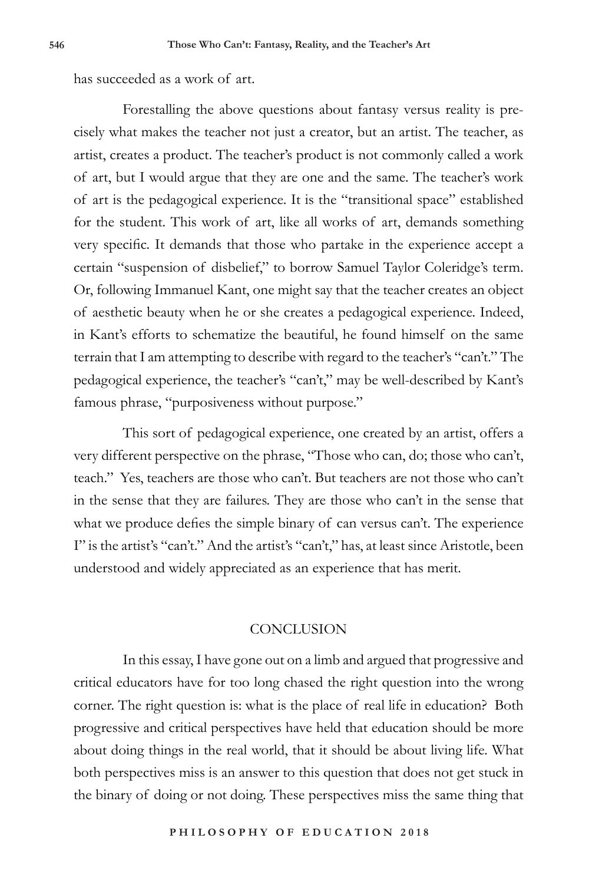has succeeded as a work of art.

Forestalling the above questions about fantasy versus reality is precisely what makes the teacher not just a creator, but an artist. The teacher, as artist, creates a product. The teacher's product is not commonly called a work of art, but I would argue that they are one and the same. The teacher's work of art is the pedagogical experience. It is the "transitional space" established for the student. This work of art, like all works of art, demands something very specific. It demands that those who partake in the experience accept a certain "suspension of disbelief," to borrow Samuel Taylor Coleridge's term. Or, following Immanuel Kant, one might say that the teacher creates an object of aesthetic beauty when he or she creates a pedagogical experience. Indeed, in Kant's efforts to schematize the beautiful, he found himself on the same terrain that I am attempting to describe with regard to the teacher's "can't." The pedagogical experience, the teacher's "can't," may be well-described by Kant's famous phrase, "purposiveness without purpose."

This sort of pedagogical experience, one created by an artist, offers a very different perspective on the phrase, "Those who can, do; those who can't, teach." Yes, teachers are those who can't. But teachers are not those who can't in the sense that they are failures. They are those who can't in the sense that what we produce defies the simple binary of can versus can't. The experience I" is the artist's "can't." And the artist's "can't," has, at least since Aristotle, been understood and widely appreciated as an experience that has merit.

## CONCLUSION

In this essay, I have gone out on a limb and argued that progressive and critical educators have for too long chased the right question into the wrong corner. The right question is: what is the place of real life in education? Both progressive and critical perspectives have held that education should be more about doing things in the real world, that it should be about living life. What both perspectives miss is an answer to this question that does not get stuck in the binary of doing or not doing. These perspectives miss the same thing that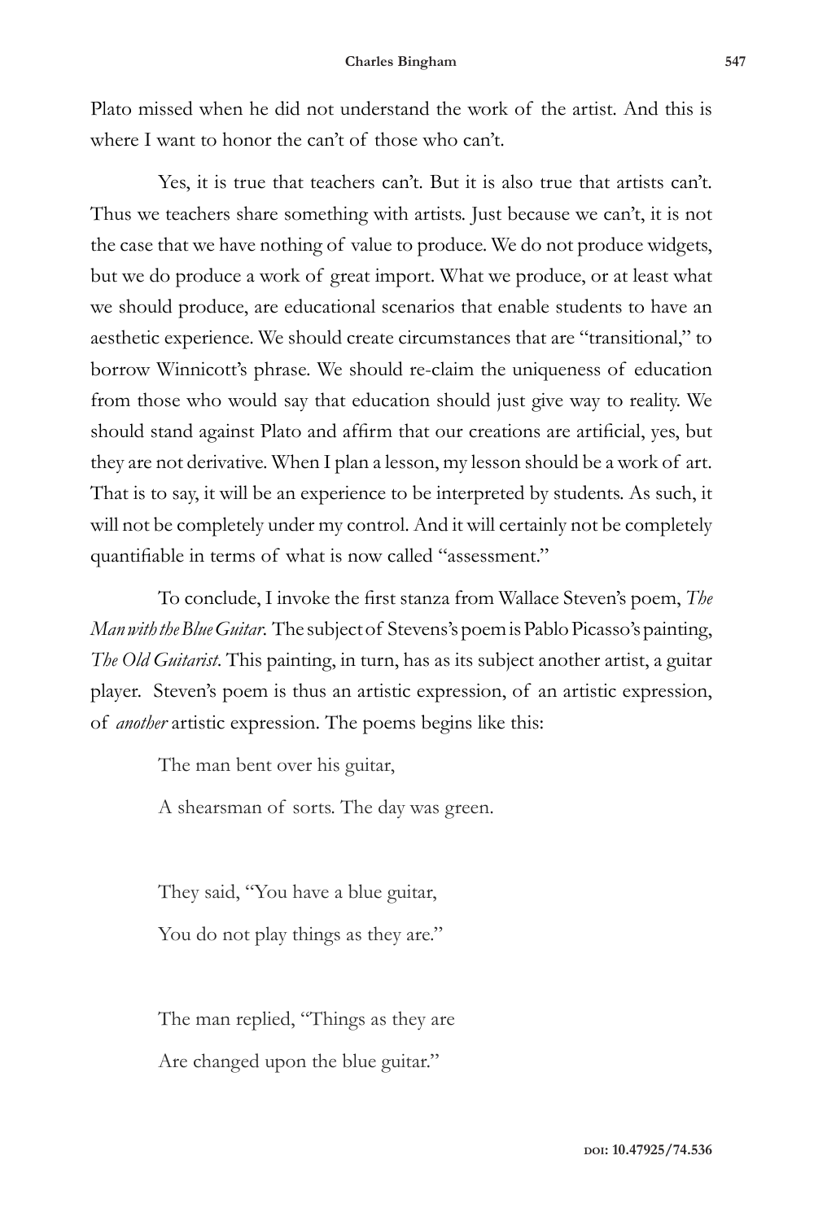Plato missed when he did not understand the work of the artist. And this is where I want to honor the can't of those who can't.

Yes, it is true that teachers can't. But it is also true that artists can't. Thus we teachers share something with artists. Just because we can't, it is not the case that we have nothing of value to produce. We do not produce widgets, but we do produce a work of great import. What we produce, or at least what we should produce, are educational scenarios that enable students to have an aesthetic experience. We should create circumstances that are "transitional," to borrow Winnicott's phrase. We should re-claim the uniqueness of education from those who would say that education should just give way to reality. We should stand against Plato and affirm that our creations are artificial, yes, but they are not derivative. When I plan a lesson, my lesson should be a work of art. That is to say, it will be an experience to be interpreted by students. As such, it will not be completely under my control. And it will certainly not be completely quantifiable in terms of what is now called "assessment."

To conclude, I invoke the first stanza from Wallace Steven's poem, *The Man with the Blue Guitar*. The subject of Stevens's poem is Pablo Picasso's painting, *The Old Guitarist*. This painting, in turn, has as its subject another artist, a guitar player. Steven's poem is thus an artistic expression, of an artistic expression, of *another* artistic expression. The poems begins like this:

> The man bent over his guitar,
>
> A shearsman of sorts. The day was green.
>
> They said, "You have a blue guitar,
>
> You do not play things as they are."
>
> The man replied, "Things as they are
>
> Are changed upon the blue guitar."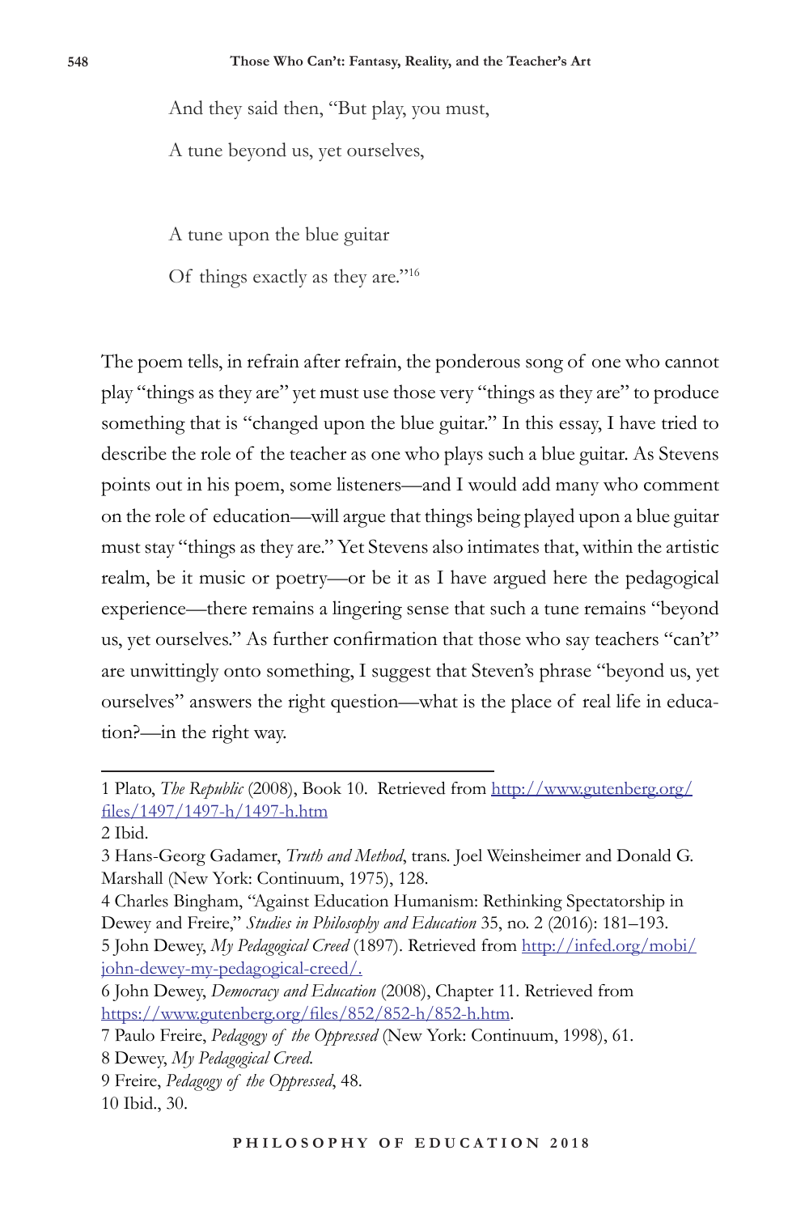And they said then, "But play, you must,

A tune beyond us, yet ourselves,

A tune upon the blue guitar

Of things exactly as they are."[16]

The poem tells, in refrain after refrain, the ponderous song of one who cannot play "things as they are" yet must use those very "things as they are" to produce something that is "changed upon the blue guitar." In this essay, I have tried to describe the role of the teacher as one who plays such a blue guitar. As Stevens points out in his poem, some listeners—and I would add many who comment on the role of education—will argue that things being played upon a blue guitar must stay "things as they are." Yet Stevens also intimates that, within the artistic realm, be it music or poetry—or be it as I have argued here the pedagogical experience—there remains a lingering sense that such a tune remains "beyond us, yet ourselves." As further confirmation that those who say teachers "can't" are unwittingly onto something, I suggest that Steven's phrase "beyond us, yet ourselves" answers the right question—what is the place of real life in education?—in the right way.

---

1 Plato, *The Republic* (2008), Book 10. Retrieved from http://www.gutenberg.org/files/1497/1497-h/1497-h.htm

2 Ibid.

3 Hans-Georg Gadamer, *Truth and Method*, trans. Joel Weinsheimer and Donald G. Marshall (New York: Continuum, 1975), 128.

4 Charles Bingham, "Against Education Humanism: Rethinking Spectatorship in Dewey and Freire," *Studies in Philosophy and Education* 35, no. 2 (2016): 181–193.

5 John Dewey, *My Pedagogical Creed* (1897). Retrieved from http://infed.org/mobi/john-dewey-my-pedagogical-creed/.

6 John Dewey, *Democracy and Education* (2008), Chapter 11. Retrieved from https://www.gutenberg.org/files/852/852-h/852-h.htm.

7 Paulo Freire, *Pedagogy of the Oppressed* (New York: Continuum, 1998), 61.

8 Dewey, *My Pedagogical Creed.*

9 Freire, *Pedagogy of the Oppressed*, 48.

10 Ibid., 30.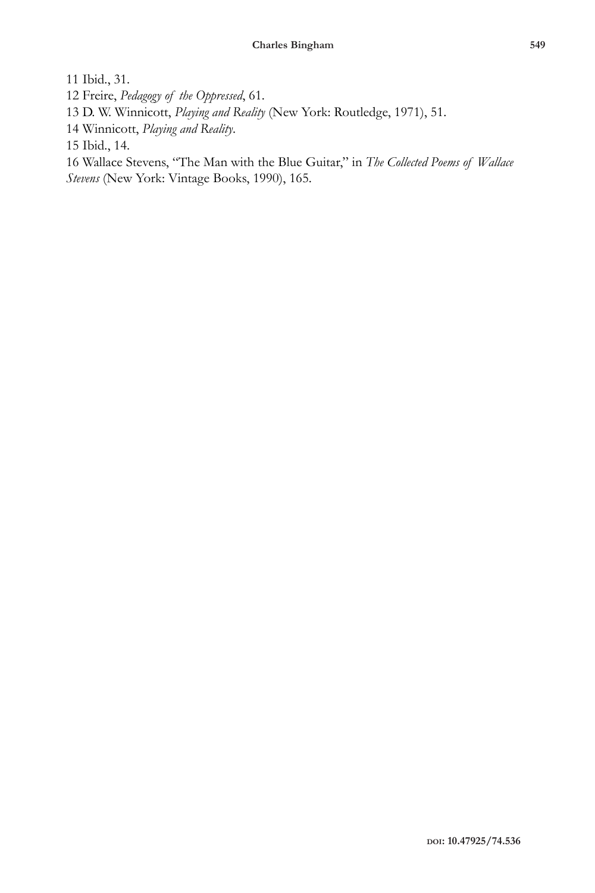11 Ibid., 31.

12 Freire, *Pedagogy of the Oppressed*, 61.

13 D. W. Winnicott, *Playing and Reality* (New York: Routledge, 1971), 51.

14 Winnicott, *Playing and Reality*.

15 Ibid., 14.

16 Wallace Stevens, "The Man with the Blue Guitar," in *The Collected Poems of Wallace Stevens* (New York: Vintage Books, 1990), 165.

DOI: 10.47925/74.536